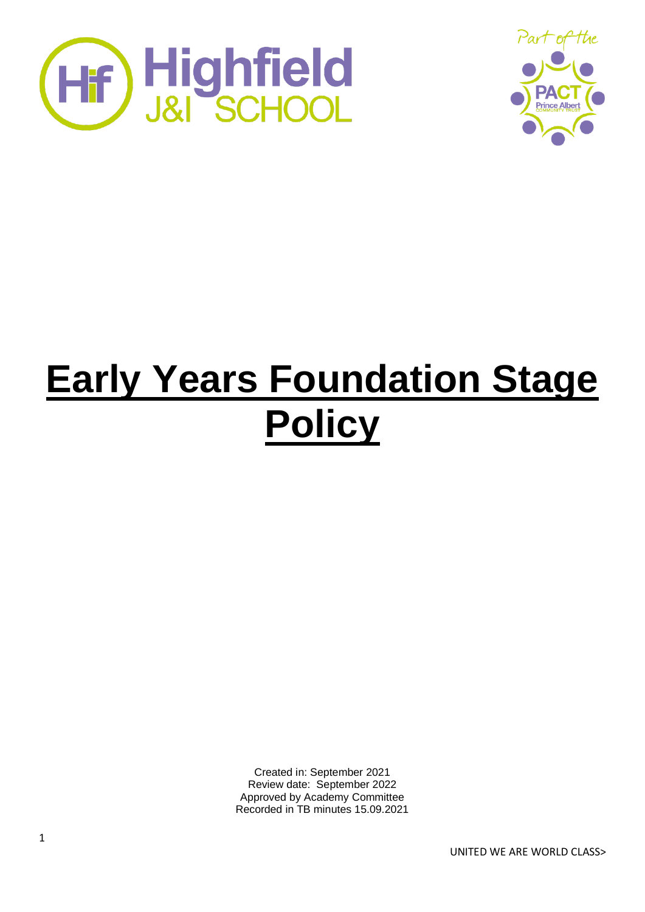# Early Years Foundation Stage Policy

Created in: September 2021
Review date: September 2022
Approved by Academy Committee
Recorded in TB minutes 15.09.2021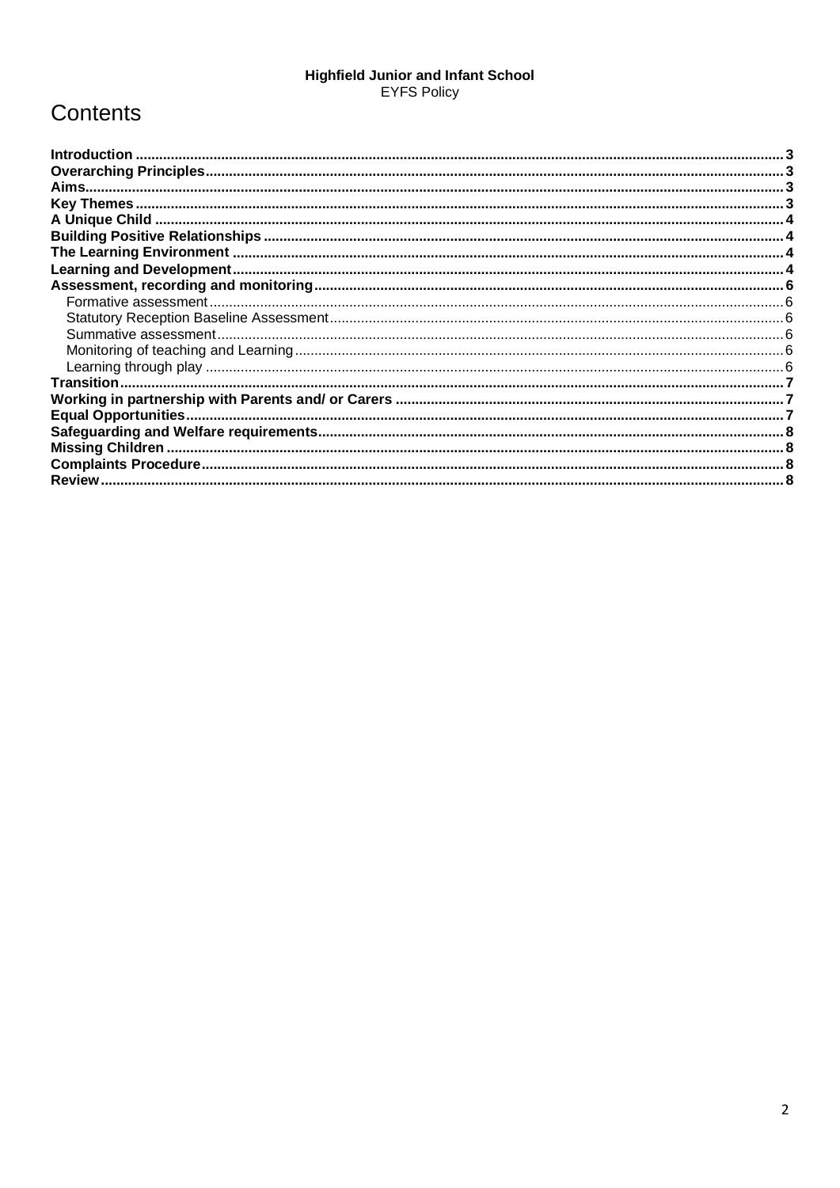**Highfield Junior and Infant School**
EYFS Policy

# Contents

**Introduction** ... 3
**Overarching Principles** ... 3
**Aims** ... 3
**Key Themes** ... 3
**A Unique Child** ... 4
**Building Positive Relationships** ... 4
**The Learning Environment** ... 4
**Learning and Development** ... 4
**Assessment, recording and monitoring** ... 6
- Formative assessment ... 6
- Statutory Reception Baseline Assessment ... 6
- Summative assessment ... 6
- Monitoring of teaching and Learning ... 6
- Learning through play ... 6

**Transition** ... 7
**Working in partnership with Parents and/ or Carers** ... 7
**Equal Opportunities** ... 7
**Safeguarding and Welfare requirements** ... 8
**Missing Children** ... 8
**Complaints Procedure** ... 8
**Review** ... 8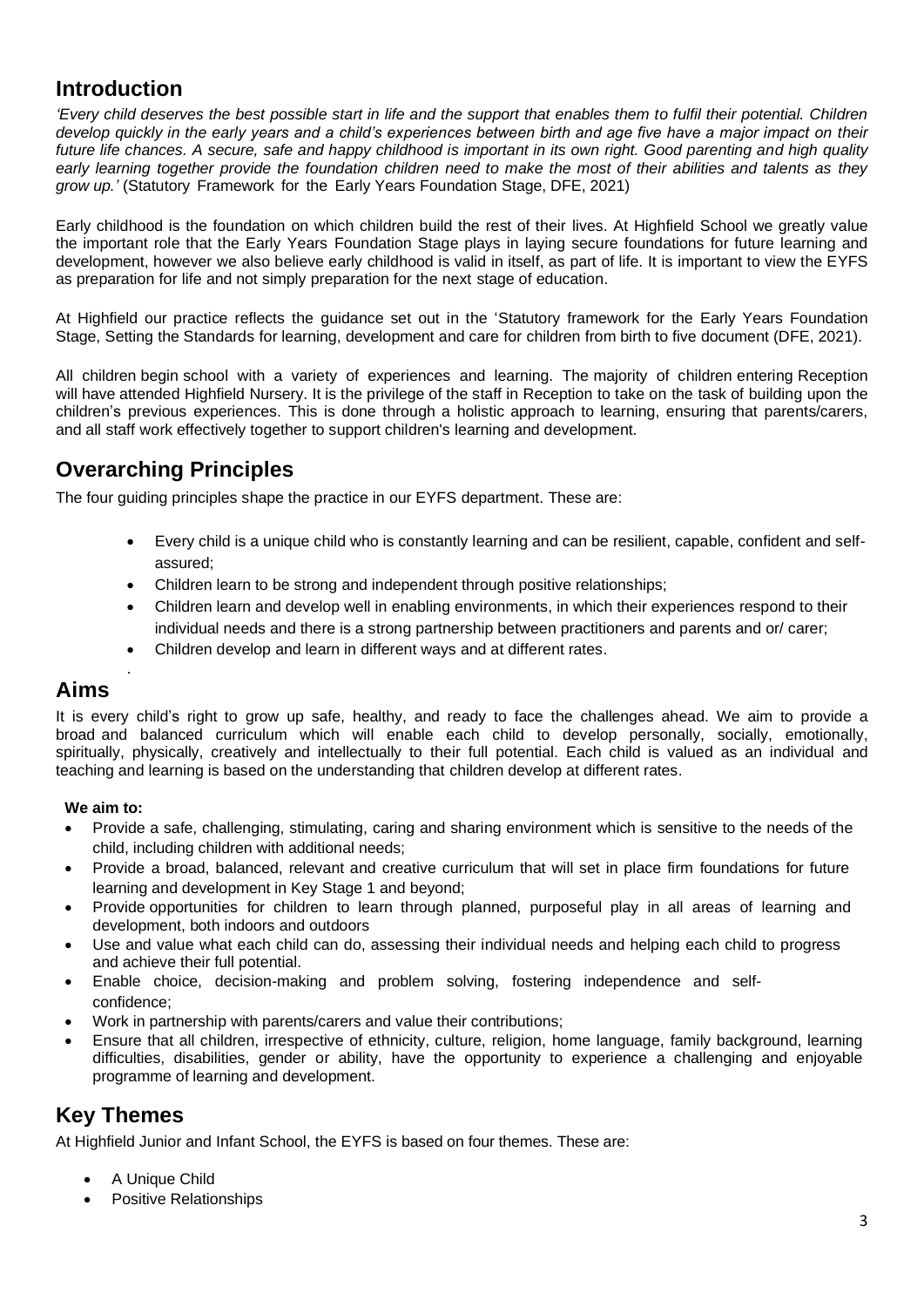## Introduction

*'Every child deserves the best possible start in life and the support that enables them to fulfil their potential. Children develop quickly in the early years and a child's experiences between birth and age five have a major impact on their future life chances. A secure, safe and happy childhood is important in its own right. Good parenting and high quality early learning together provide the foundation children need to make the most of their abilities and talents as they grow up.'* (Statutory Framework for the Early Years Foundation Stage, DFE, 2021)

Early childhood is the foundation on which children build the rest of their lives. At Highfield School we greatly value the important role that the Early Years Foundation Stage plays in laying secure foundations for future learning and development, however we also believe early childhood is valid in itself, as part of life. It is important to view the EYFS as preparation for life and not simply preparation for the next stage of education.

At Highfield our practice reflects the guidance set out in the 'Statutory framework for the Early Years Foundation Stage, Setting the Standards for learning, development and care for children from birth to five document (DFE, 2021).

All children begin school with a variety of experiences and learning. The majority of children entering Reception will have attended Highfield Nursery. It is the privilege of the staff in Reception to take on the task of building upon the children's previous experiences. This is done through a holistic approach to learning, ensuring that parents/carers, and all staff work effectively together to support children's learning and development.

## Overarching Principles

The four guiding principles shape the practice in our EYFS department. These are:

- Every child is a unique child who is constantly learning and can be resilient, capable, confident and self-assured;
- Children learn to be strong and independent through positive relationships;
- Children learn and develop well in enabling environments, in which their experiences respond to their individual needs and there is a strong partnership between practitioners and parents and or/ carer;
- Children develop and learn in different ways and at different rates.

.

## Aims

It is every child's right to grow up safe, healthy, and ready to face the challenges ahead. We aim to provide a broad and balanced curriculum which will enable each child to develop personally, socially, emotionally, spiritually, physically, creatively and intellectually to their full potential. Each child is valued as an individual and teaching and learning is based on the understanding that children develop at different rates.

**We aim to:**

- Provide a safe, challenging, stimulating, caring and sharing environment which is sensitive to the needs of the child, including children with additional needs;
- Provide a broad, balanced, relevant and creative curriculum that will set in place firm foundations for future learning and development in Key Stage 1 and beyond;
- Provide opportunities for children to learn through planned, purposeful play in all areas of learning and development, both indoors and outdoors
- Use and value what each child can do, assessing their individual needs and helping each child to progress and achieve their full potential.
- Enable choice, decision-making and problem solving, fostering independence and self-confidence;
- Work in partnership with parents/carers and value their contributions;
- Ensure that all children, irrespective of ethnicity, culture, religion, home language, family background, learning difficulties, disabilities, gender or ability, have the opportunity to experience a challenging and enjoyable programme of learning and development.

## Key Themes

At Highfield Junior and Infant School, the EYFS is based on four themes. These are:

- A Unique Child
- Positive Relationships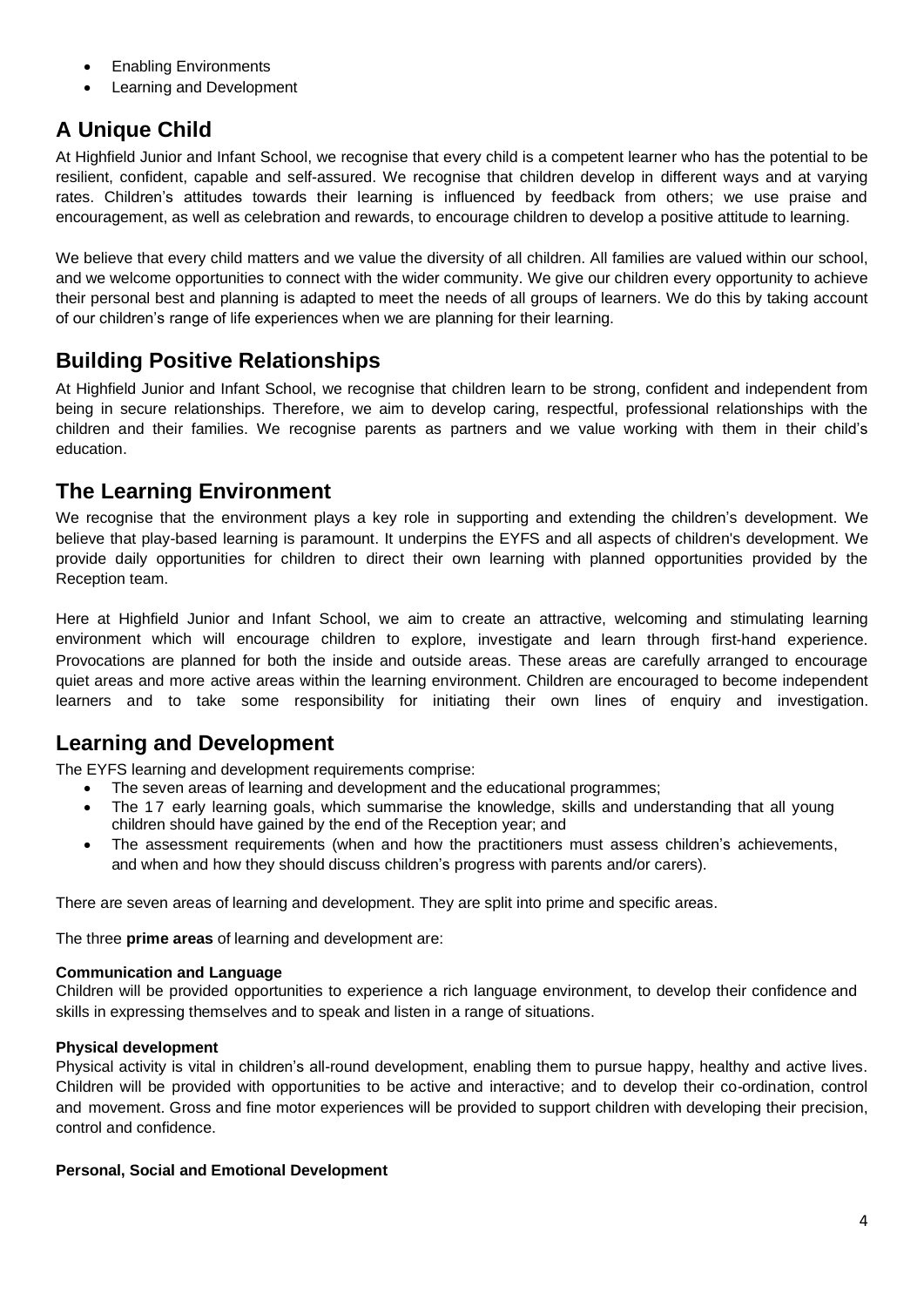- Enabling Environments
- Learning and Development

## A Unique Child

At Highfield Junior and Infant School, we recognise that every child is a competent learner who has the potential to be resilient, confident, capable and self-assured. We recognise that children develop in different ways and at varying rates. Children's attitudes towards their learning is influenced by feedback from others; we use praise and encouragement, as well as celebration and rewards, to encourage children to develop a positive attitude to learning.

We believe that every child matters and we value the diversity of all children. All families are valued within our school, and we welcome opportunities to connect with the wider community. We give our children every opportunity to achieve their personal best and planning is adapted to meet the needs of all groups of learners. We do this by taking account of our children's range of life experiences when we are planning for their learning.

## Building Positive Relationships

At Highfield Junior and Infant School, we recognise that children learn to be strong, confident and independent from being in secure relationships. Therefore, we aim to develop caring, respectful, professional relationships with the children and their families. We recognise parents as partners and we value working with them in their child's education.

## The Learning Environment

We recognise that the environment plays a key role in supporting and extending the children's development. We believe that play-based learning is paramount. It underpins the EYFS and all aspects of children's development. We provide daily opportunities for children to direct their own learning with planned opportunities provided by the Reception team.

Here at Highfield Junior and Infant School, we aim to create an attractive, welcoming and stimulating learning environment which will encourage children to explore, investigate and learn through first-hand experience. Provocations are planned for both the inside and outside areas. These areas are carefully arranged to encourage quiet areas and more active areas within the learning environment. Children are encouraged to become independent learners and to take some responsibility for initiating their own lines of enquiry and investigation.

## Learning and Development

The EYFS learning and development requirements comprise:

- The seven areas of learning and development and the educational programmes;
- The 17 early learning goals, which summarise the knowledge, skills and understanding that all young children should have gained by the end of the Reception year; and
- The assessment requirements (when and how the practitioners must assess children's achievements, and when and how they should discuss children's progress with parents and/or carers).

There are seven areas of learning and development. They are split into prime and specific areas.

The three **prime areas** of learning and development are:

**Communication and Language**

Children will be provided opportunities to experience a rich language environment, to develop their confidence and skills in expressing themselves and to speak and listen in a range of situations.

**Physical development**

Physical activity is vital in children's all-round development, enabling them to pursue happy, healthy and active lives. Children will be provided with opportunities to be active and interactive; and to develop their co-ordination, control and movement. Gross and fine motor experiences will be provided to support children with developing their precision, control and confidence.

**Personal, Social and Emotional Development**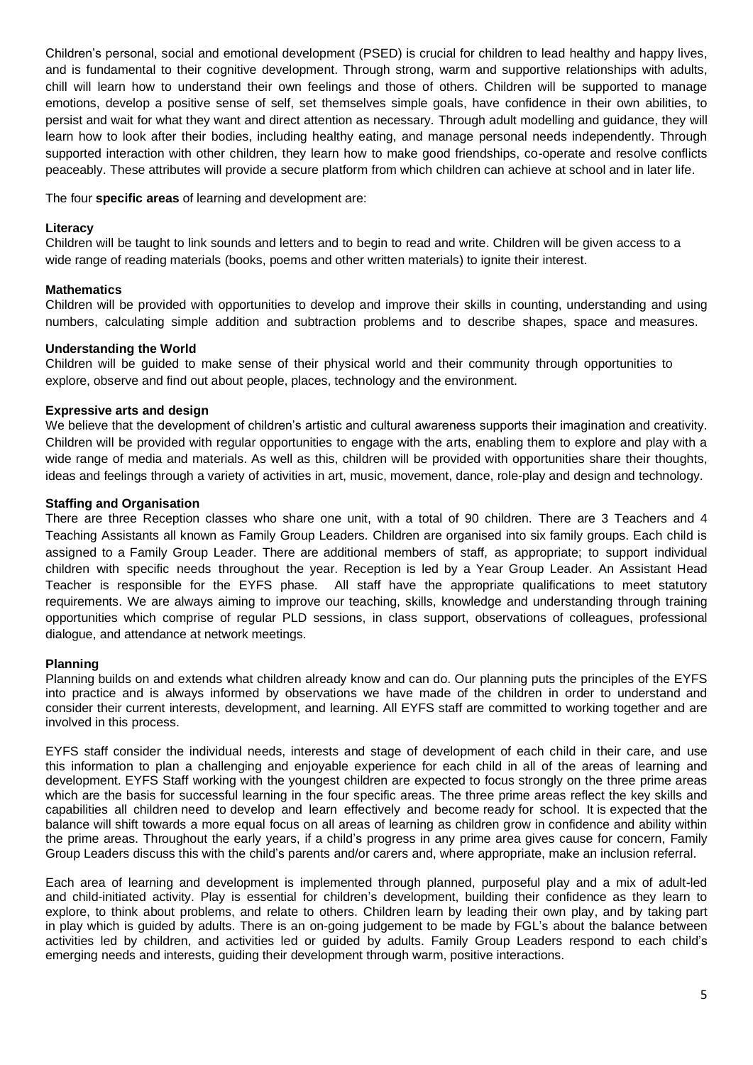Children's personal, social and emotional development (PSED) is crucial for children to lead healthy and happy lives, and is fundamental to their cognitive development. Through strong, warm and supportive relationships with adults, chill will learn how to understand their own feelings and those of others. Children will be supported to manage emotions, develop a positive sense of self, set themselves simple goals, have confidence in their own abilities, to persist and wait for what they want and direct attention as necessary. Through adult modelling and guidance, they will learn how to look after their bodies, including healthy eating, and manage personal needs independently. Through supported interaction with other children, they learn how to make good friendships, co-operate and resolve conflicts peaceably. These attributes will provide a secure platform from which children can achieve at school and in later life.

The four **specific areas** of learning and development are:

**Literacy**
Children will be taught to link sounds and letters and to begin to read and write. Children will be given access to a wide range of reading materials (books, poems and other written materials) to ignite their interest.

**Mathematics**
Children will be provided with opportunities to develop and improve their skills in counting, understanding and using numbers, calculating simple addition and subtraction problems and to describe shapes, space and measures.

**Understanding the World**
Children will be guided to make sense of their physical world and their community through opportunities to explore, observe and find out about people, places, technology and the environment.

**Expressive arts and design**
We believe that the development of children's artistic and cultural awareness supports their imagination and creativity. Children will be provided with regular opportunities to engage with the arts, enabling them to explore and play with a wide range of media and materials. As well as this, children will be provided with opportunities share their thoughts, ideas and feelings through a variety of activities in art, music, movement, dance, role-play and design and technology.

**Staffing and Organisation**
There are three Reception classes who share one unit, with a total of 90 children. There are 3 Teachers and 4 Teaching Assistants all known as Family Group Leaders. Children are organised into six family groups. Each child is assigned to a Family Group Leader. There are additional members of staff, as appropriate; to support individual children with specific needs throughout the year. Reception is led by a Year Group Leader. An Assistant Head Teacher is responsible for the EYFS phase. All staff have the appropriate qualifications to meet statutory requirements. We are always aiming to improve our teaching, skills, knowledge and understanding through training opportunities which comprise of regular PLD sessions, in class support, observations of colleagues, professional dialogue, and attendance at network meetings.

**Planning**
Planning builds on and extends what children already know and can do. Our planning puts the principles of the EYFS into practice and is always informed by observations we have made of the children in order to understand and consider their current interests, development, and learning. All EYFS staff are committed to working together and are involved in this process.

EYFS staff consider the individual needs, interests and stage of development of each child in their care, and use this information to plan a challenging and enjoyable experience for each child in all of the areas of learning and development. EYFS Staff working with the youngest children are expected to focus strongly on the three prime areas which are the basis for successful learning in the four specific areas. The three prime areas reflect the key skills and capabilities all children need to develop and learn effectively and become ready for school. It is expected that the balance will shift towards a more equal focus on all areas of learning as children grow in confidence and ability within the prime areas. Throughout the early years, if a child's progress in any prime area gives cause for concern, Family Group Leaders discuss this with the child's parents and/or carers and, where appropriate, make an inclusion referral.

Each area of learning and development is implemented through planned, purposeful play and a mix of adult-led and child-initiated activity. Play is essential for children's development, building their confidence as they learn to explore, to think about problems, and relate to others. Children learn by leading their own play, and by taking part in play which is guided by adults. There is an on-going judgement to be made by FGL's about the balance between activities led by children, and activities led or guided by adults. Family Group Leaders respond to each child's emerging needs and interests, guiding their development through warm, positive interactions.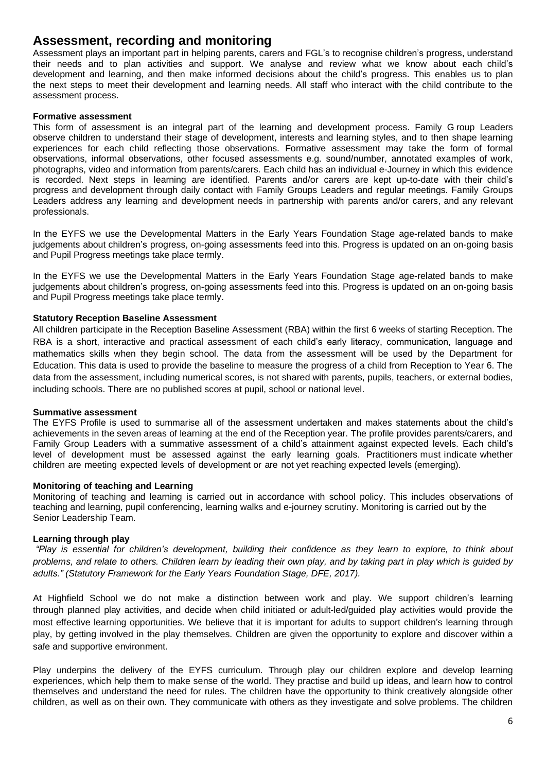## Assessment, recording and monitoring

Assessment plays an important part in helping parents, carers and FGL's to recognise children's progress, understand their needs and to plan activities and support. We analyse and review what we know about each child's development and learning, and then make informed decisions about the child's progress. This enables us to plan the next steps to meet their development and learning needs. All staff who interact with the child contribute to the assessment process.

**Formative assessment**

This form of assessment is an integral part of the learning and development process. Family G roup Leaders observe children to understand their stage of development, interests and learning styles, and to then shape learning experiences for each child reflecting those observations. Formative assessment may take the form of formal observations, informal observations, other focused assessments e.g. sound/number, annotated examples of work, photographs, video and information from parents/carers. Each child has an individual e-Journey in which this evidence is recorded. Next steps in learning are identified. Parents and/or carers are kept up-to-date with their child's progress and development through daily contact with Family Groups Leaders and regular meetings. Family Groups Leaders address any learning and development needs in partnership with parents and/or carers, and any relevant professionals.

In the EYFS we use the Developmental Matters in the Early Years Foundation Stage age-related bands to make judgements about children's progress, on-going assessments feed into this. Progress is updated on an on-going basis and Pupil Progress meetings take place termly.

In the EYFS we use the Developmental Matters in the Early Years Foundation Stage age-related bands to make judgements about children's progress, on-going assessments feed into this. Progress is updated on an on-going basis and Pupil Progress meetings take place termly.

**Statutory Reception Baseline Assessment**

All children participate in the Reception Baseline Assessment (RBA) within the first 6 weeks of starting Reception. The RBA is a short, interactive and practical assessment of each child's early literacy, communication, language and mathematics skills when they begin school. The data from the assessment will be used by the Department for Education. This data is used to provide the baseline to measure the progress of a child from Reception to Year 6. The data from the assessment, including numerical scores, is not shared with parents, pupils, teachers, or external bodies, including schools. There are no published scores at pupil, school or national level.

**Summative assessment**

The EYFS Profile is used to summarise all of the assessment undertaken and makes statements about the child's achievements in the seven areas of learning at the end of the Reception year. The profile provides parents/carers, and Family Group Leaders with a summative assessment of a child's attainment against expected levels. Each child's level of development must be assessed against the early learning goals. Practitioners must indicate whether children are meeting expected levels of development or are not yet reaching expected levels (emerging).

**Monitoring of teaching and Learning**

Monitoring of teaching and learning is carried out in accordance with school policy. This includes observations of teaching and learning, pupil conferencing, learning walks and e-journey scrutiny. Monitoring is carried out by the Senior Leadership Team.

**Learning through play**

*"Play is essential for children's development, building their confidence as they learn to explore, to think about problems, and relate to others. Children learn by leading their own play, and by taking part in play which is guided by adults." (Statutory Framework for the Early Years Foundation Stage, DFE, 2017).*

At Highfield School we do not make a distinction between work and play. We support children's learning through planned play activities, and decide when child initiated or adult-led/guided play activities would provide the most effective learning opportunities. We believe that it is important for adults to support children's learning through play, by getting involved in the play themselves. Children are given the opportunity to explore and discover within a safe and supportive environment.

Play underpins the delivery of the EYFS curriculum. Through play our children explore and develop learning experiences, which help them to make sense of the world. They practise and build up ideas, and learn how to control themselves and understand the need for rules. The children have the opportunity to think creatively alongside other children, as well as on their own. They communicate with others as they investigate and solve problems. The children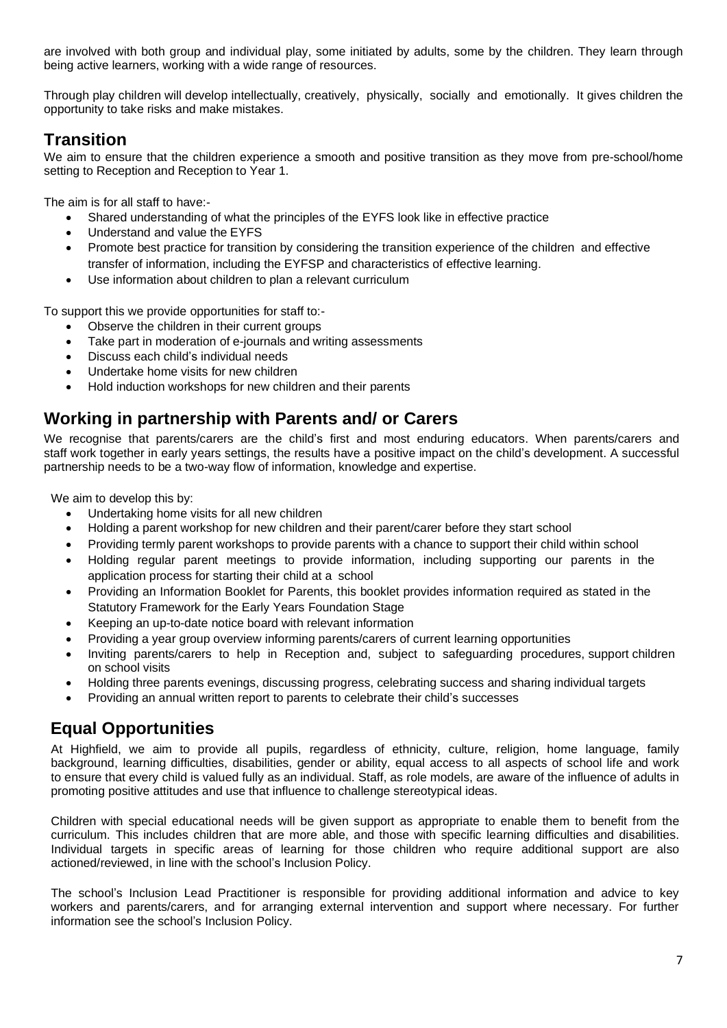are involved with both group and individual play, some initiated by adults, some by the children. They learn through being active learners, working with a wide range of resources.

Through play children will develop intellectually, creatively, physically, socially and emotionally. It gives children the opportunity to take risks and make mistakes.

## Transition

We aim to ensure that the children experience a smooth and positive transition as they move from pre-school/home setting to Reception and Reception to Year 1.

The aim is for all staff to have:-

- Shared understanding of what the principles of the EYFS look like in effective practice
- Understand and value the EYFS
- Promote best practice for transition by considering the transition experience of the children and effective transfer of information, including the EYFSP and characteristics of effective learning.
- Use information about children to plan a relevant curriculum

To support this we provide opportunities for staff to:-

- Observe the children in their current groups
- Take part in moderation of e-journals and writing assessments
- Discuss each child's individual needs
- Undertake home visits for new children
- Hold induction workshops for new children and their parents

## Working in partnership with Parents and/ or Carers

We recognise that parents/carers are the child's first and most enduring educators. When parents/carers and staff work together in early years settings, the results have a positive impact on the child's development. A successful partnership needs to be a two-way flow of information, knowledge and expertise.

We aim to develop this by:

- Undertaking home visits for all new children
- Holding a parent workshop for new children and their parent/carer before they start school
- Providing termly parent workshops to provide parents with a chance to support their child within school
- Holding regular parent meetings to provide information, including supporting our parents in the application process for starting their child at a school
- Providing an Information Booklet for Parents, this booklet provides information required as stated in the Statutory Framework for the Early Years Foundation Stage
- Keeping an up-to-date notice board with relevant information
- Providing a year group overview informing parents/carers of current learning opportunities
- Inviting parents/carers to help in Reception and, subject to safeguarding procedures, support children on school visits
- Holding three parents evenings, discussing progress, celebrating success and sharing individual targets
- Providing an annual written report to parents to celebrate their child's successes

## Equal Opportunities

At Highfield, we aim to provide all pupils, regardless of ethnicity, culture, religion, home language, family background, learning difficulties, disabilities, gender or ability, equal access to all aspects of school life and work to ensure that every child is valued fully as an individual. Staff, as role models, are aware of the influence of adults in promoting positive attitudes and use that influence to challenge stereotypical ideas.

Children with special educational needs will be given support as appropriate to enable them to benefit from the curriculum. This includes children that are more able, and those with specific learning difficulties and disabilities. Individual targets in specific areas of learning for those children who require additional support are also actioned/reviewed, in line with the school's Inclusion Policy.

The school's Inclusion Lead Practitioner is responsible for providing additional information and advice to key workers and parents/carers, and for arranging external intervention and support where necessary. For further information see the school's Inclusion Policy.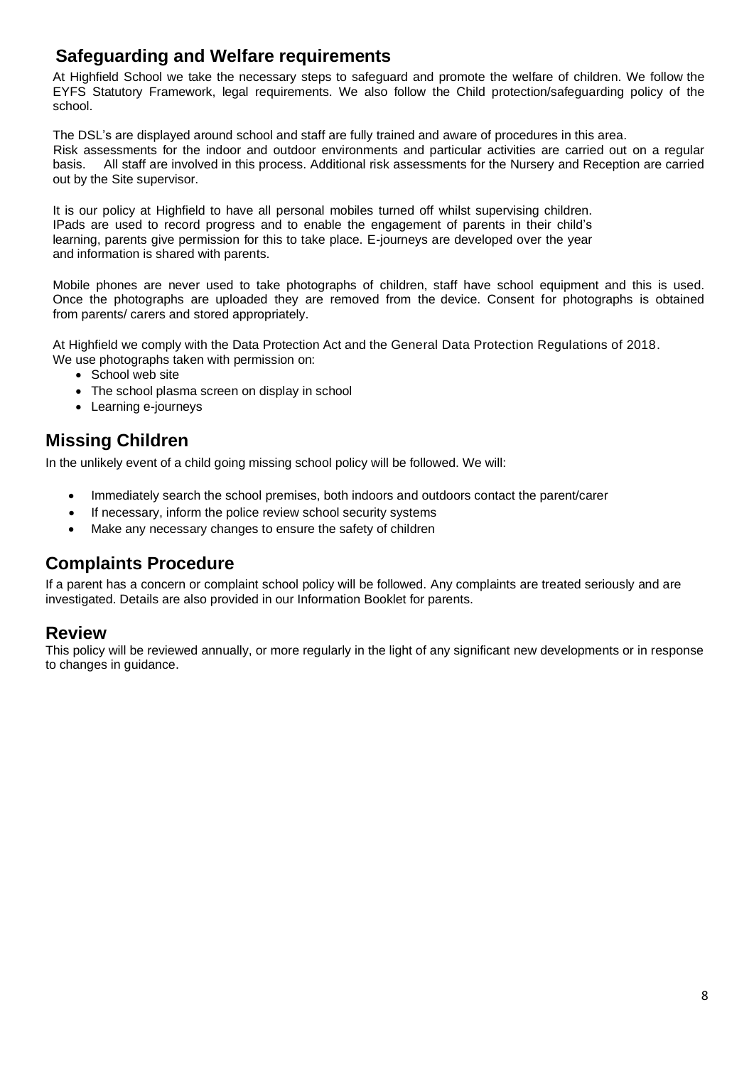## Safeguarding and Welfare requirements

At Highfield School we take the necessary steps to safeguard and promote the welfare of children. We follow the EYFS Statutory Framework, legal requirements. We also follow the Child protection/safeguarding policy of the school.

The DSL's are displayed around school and staff are fully trained and aware of procedures in this area.
Risk assessments for the indoor and outdoor environments and particular activities are carried out on a regular basis. All staff are involved in this process. Additional risk assessments for the Nursery and Reception are carried out by the Site supervisor.

It is our policy at Highfield to have all personal mobiles turned off whilst supervising children. IPads are used to record progress and to enable the engagement of parents in their child's learning, parents give permission for this to take place. E-journeys are developed over the year and information is shared with parents.

Mobile phones are never used to take photographs of children, staff have school equipment and this is used. Once the photographs are uploaded they are removed from the device. Consent for photographs is obtained from parents/ carers and stored appropriately.

At Highfield we comply with the Data Protection Act and the General Data Protection Regulations of 2018.
We use photographs taken with permission on:

- School web site
- The school plasma screen on display in school
- Learning e-journeys

## Missing Children

In the unlikely event of a child going missing school policy will be followed. We will:

- Immediately search the school premises, both indoors and outdoors contact the parent/carer
- If necessary, inform the police review school security systems
- Make any necessary changes to ensure the safety of children

## Complaints Procedure

If a parent has a concern or complaint school policy will be followed. Any complaints are treated seriously and are investigated. Details are also provided in our Information Booklet for parents.

## Review

This policy will be reviewed annually, or more regularly in the light of any significant new developments or in response to changes in guidance.